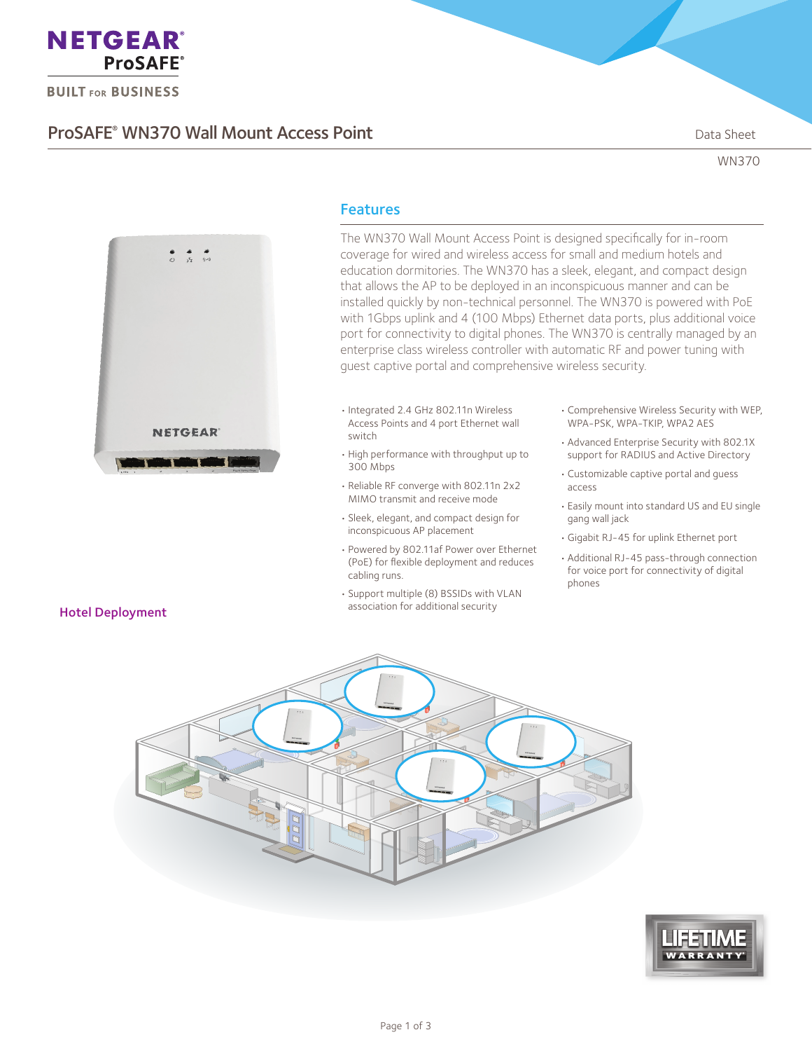NETGEAR® ProSAFE®

BUILT FOR BUSINESS

# ProSAFE® WN370 Wall Mount Access Point

Data Sheet

WN370

## Features

The WN370 Wall Mount Access Point is designed specifically for in-room coverage for wired and wireless access for small and medium hotels and education dormitories. The WN370 has a sleek, elegant, and compact design that allows the AP to be deployed in an inconspicuous manner and can be installed quickly by non-technical personnel. The WN370 is powered with PoE with 1Gbps uplink and 4 (100 Mbps) Ethernet data ports, plus additional voice port for connectivity to digital phones. The WN370 is centrally managed by an enterprise class wireless controller with automatic RF and power tuning with guest captive portal and comprehensive wireless security.

- Integrated 2.4 GHz 802.11n Wireless Access Points and 4 port Ethernet wall switch
- High performance with throughput up to 300 Mbps
- Reliable RF converge with 802.11n 2x2 MIMO transmit and receive mode
- Sleek, elegant, and compact design for inconspicuous AP placement
- Powered by 802.11af Power over Ethernet (PoE) for flexible deployment and reduces cabling runs.
- Support multiple (8) BSSIDs with VLAN association for additional security
- Comprehensive Wireless Security with WEP, WPA-PSK, WPA-TKIP, WPA2 AES
- Advanced Enterprise Security with 802.1X support for RADIUS and Active Directory
- Customizable captive portal and guess access
- Easily mount into standard US and EU single gang wall jack
- Gigabit RJ-45 for uplink Ethernet port
- Additional RJ-45 pass-through connection for voice port for connectivity of digital phones

### Hotel Deployment

LIFETIME WARRANTY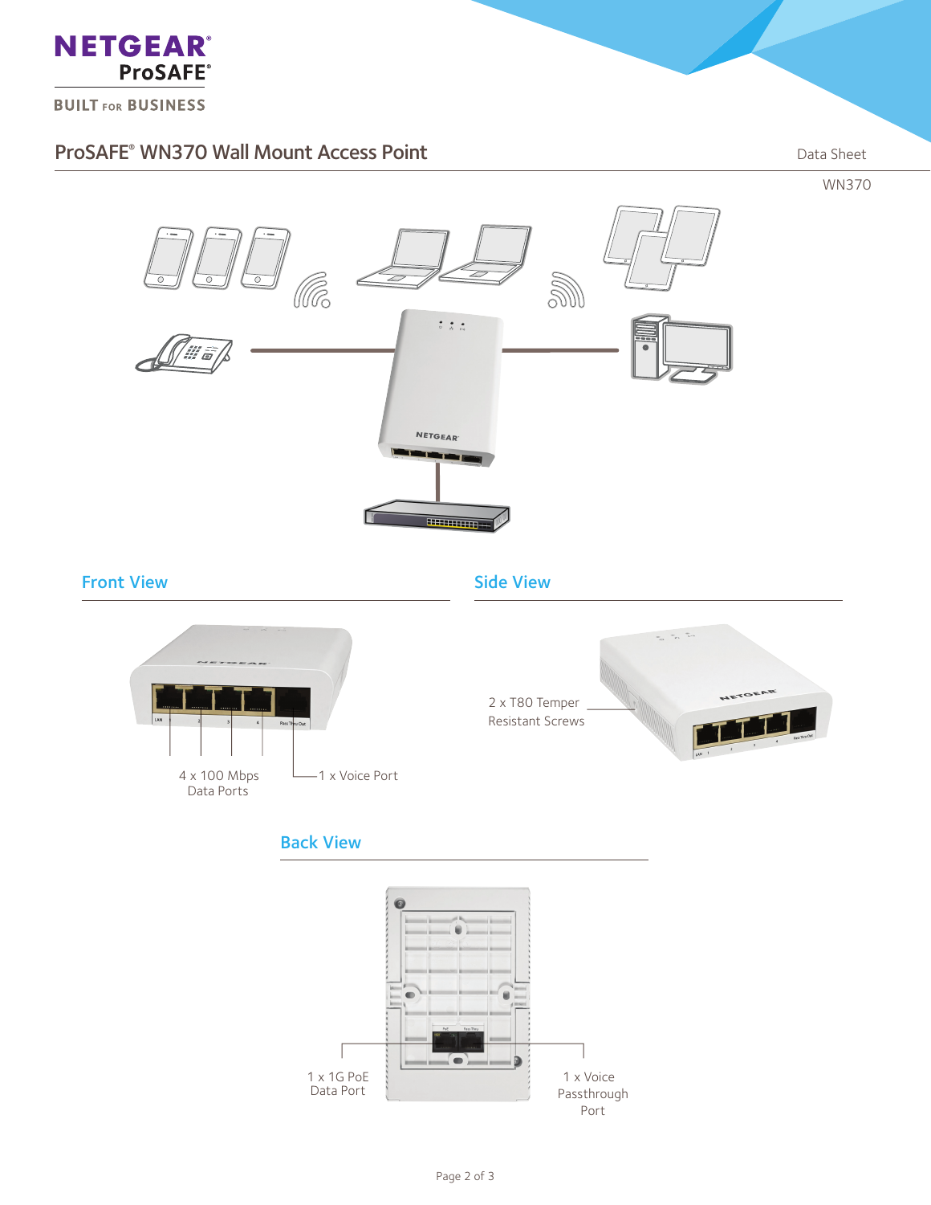## Front View

4 x 100 Mbps Data Ports

1 x Voice Port

## Side View

2 x T80 Temper Resistant Screws

## Back View

1 x 1G PoE Data Port

1 x Voice Passthrough Port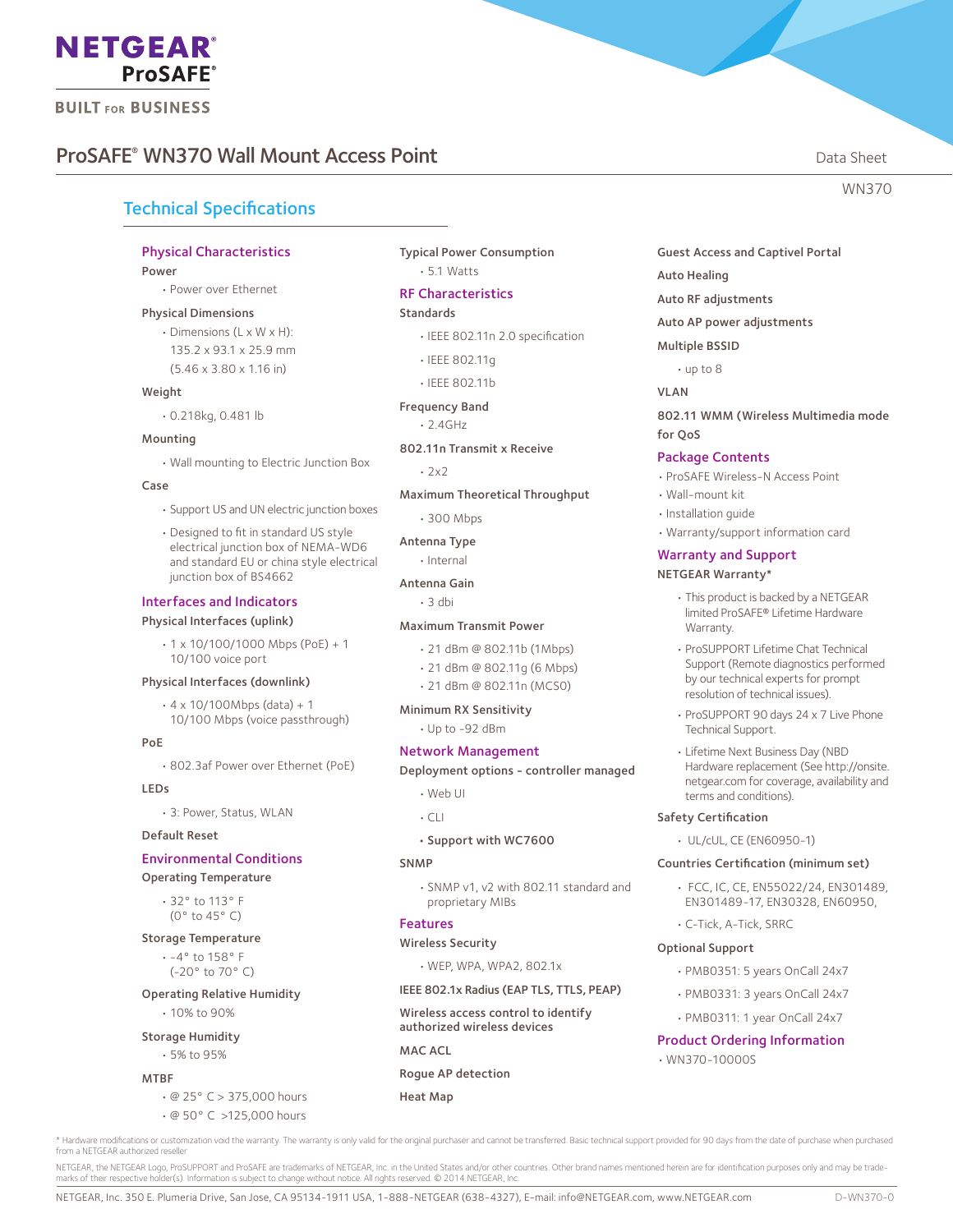# ProSAFE® WN370 Wall Mount Access Point

Data Sheet

WN370

## Technical Specifications

### Physical Characteristics

**Power**

- Power over Ethernet

**Physical Dimensions**

- Dimensions (L x W x H): 135.2 x 93.1 x 25.9 mm (5.46 x 3.80 x 1.16 in)

**Weight**

- 0.218kg, 0.481 lb

**Mounting**

- Wall mounting to Electric Junction Box

**Case**

- Support US and UN electric junction boxes
- Designed to fit in standard US style electrical junction box of NEMA-WD6 and standard EU or china style electrical junction box of BS4662

### Interfaces and Indicators

**Physical Interfaces (uplink)**

- 1 x 10/100/1000 Mbps (PoE) + 1 10/100 voice port

**Physical Interfaces (downlink)**

- 4 x 10/100Mbps (data) + 1 10/100 Mbps (voice passthrough)

**PoE**

- 802.3af Power over Ethernet (PoE)

**LEDs**

- 3: Power, Status, WLAN

**Default Reset**

### Environmental Conditions

**Operating Temperature**

- 32° to 113° F (0° to 45° C)

**Storage Temperature**

- -4° to 158° F (-20° to 70° C)

**Operating Relative Humidity**

- 10% to 90%

**Storage Humidity**

- 5% to 95%

**MTBF**

- @ 25° C > 375,000 hours
- @ 50° C >125,000 hours

**Typical Power Consumption**

- 5.1 Watts

### RF Characteristics

**Standards**

- IEEE 802.11n 2.0 specification
- IEEE 802.11g
- IEEE 802.11b

**Frequency Band**

- 2.4GHz

**802.11n Transmit x Receive**

- 2x2

**Maximum Theoretical Throughput**

- 300 Mbps

**Antenna Type**

- Internal

**Antenna Gain**

- 3 dbi

**Maximum Transmit Power**

- 21 dBm @ 802.11b (1Mbps)
- 21 dBm @ 802.11g (6 Mbps)
- 21 dBm @ 802.11n (MCS0)

**Minimum RX Sensitivity**

- Up to -92 dBm

### Network Management

**Deployment options - controller managed**

- Web UI
- CLI
- **Support with WC7600**

**SNMP**

- SNMP v1, v2 with 802.11 standard and proprietary MIBs

### Features

**Wireless Security**

- WEP, WPA, WPA2, 802.1x

**IEEE 802.1x Radius (EAP TLS, TTLS, PEAP)**

**Wireless access control to identify authorized wireless devices**

**MAC ACL**

**Rogue AP detection**

**Heat Map**

**Guest Access and Captivel Portal**

**Auto Healing**

**Auto RF adjustments**

**Auto AP power adjustments**

**Multiple BSSID**

- up to 8

**VLAN**

**802.11 WMM (Wireless Multimedia mode for QoS**

### Package Contents

- ProSAFE Wireless-N Access Point
- Wall-mount kit
- Installation guide
- Warranty/support information card

### Warranty and Support

**NETGEAR Warranty***

- This product is backed by a NETGEAR limited ProSAFE® Lifetime Hardware Warranty.
- ProSUPPORT Lifetime Chat Technical Support (Remote diagnostics performed by our technical experts for prompt resolution of technical issues).
- ProSUPPORT 90 days 24 x 7 Live Phone Technical Support.
- Lifetime Next Business Day (NBD Hardware replacement (See http://onsite.netgear.com for coverage, availability and terms and conditions).

**Safety Certification**

- UL/cUL, CE (EN60950-1)

**Countries Certification (minimum set)**

- FCC, IC, CE, EN55022/24, EN301489, EN301489-17, EN30328, EN60950,
- C-Tick, A-Tick, SRRC

**Optional Support**

- PMB0351: 5 years OnCall 24x7
- PMB0331: 3 years OnCall 24x7
- PMB0311: 1 year OnCall 24x7

### Product Ordering Information

- WN370-10000S

* Hardware modifications or customization void the warranty. The warranty is only valid for the original purchaser and cannot be transferred. Basic technical support provided for 90 days from the date of purchase when purchased from a NETGEAR authorized reseller

NETGEAR, the NETGEAR Logo, ProSUPPORT and ProSAFE are trademarks of NETGEAR, Inc. in the United States and/or other countries. Other brand names mentioned herein are for identification purposes only and may be trademarks of their respective holder(s). Information is subject to change without notice. All rights reserved. © 2014 NETGEAR, Inc.

NETGEAR, Inc. 350 E. Plumeria Drive, San Jose, CA 95134-1911 USA, 1-888-NETGEAR (638-4327), E-mail: info@NETGEAR.com, www.NETGEAR.com

D-WN370-0